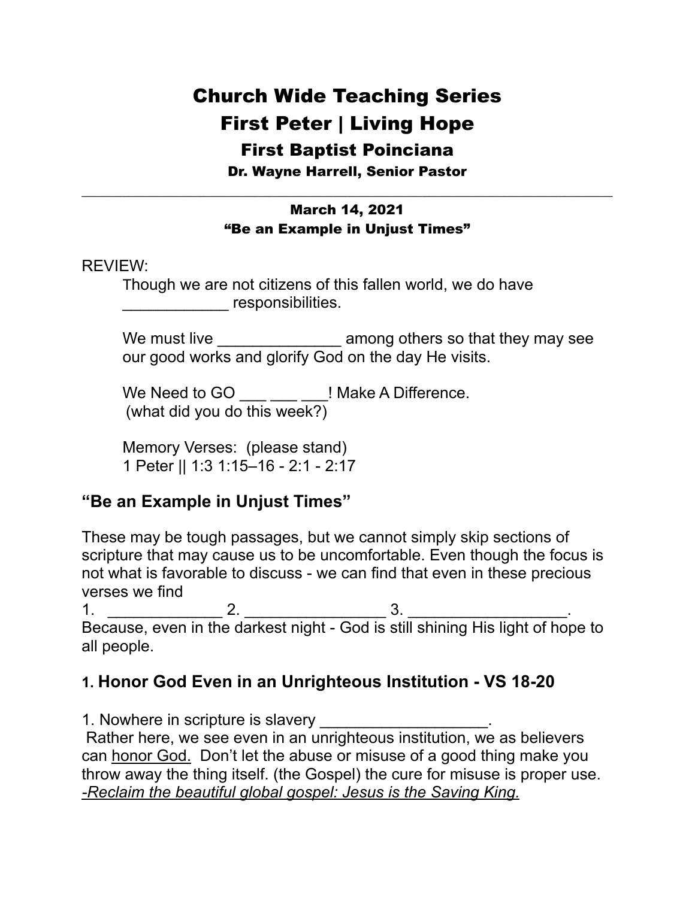# Church Wide Teaching Series

## First Peter | Living Hope

### First Baptist Poinciana

**Dr. Wayne Harrell, Senior Pastor**

---

**March 14, 2021**
**“Be an Example in Unjust Times”**

REVIEW:

Though we are not citizens of this fallen world, we do have ____________ responsibilities.

We must live ______________ among others so that they may see our good works and glorify God on the day He visits.

We Need to GO ___ ___ ___! Make A Difference.
(what did you do this week?)

Memory Verses: (please stand)
1 Peter || 1:3 1:15–16 - 2:1 - 2:17

## “Be an Example in Unjust Times”

These may be tough passages, but we cannot simply skip sections of scripture that may cause us to be uncomfortable. Even though the focus is not what is favorable to discuss - we can find that even in these precious verses we find
1. _____________ 2. ________________ 3. __________________.
Because, even in the darkest night - God is still shining His light of hope to all people.

## 1. Honor God Even in an Unrighteous Institution - VS 18-20

1. Nowhere in scripture is slavery ___________________.
Rather here, we see even in an unrighteous institution, we as believers can <u>honor God.</u> Don’t let the abuse or misuse of a good thing make you throw away the thing itself. (the Gospel) the cure for misuse is proper use.
<u>*-Reclaim the beautiful global gospel: Jesus is the Saving King.*</u>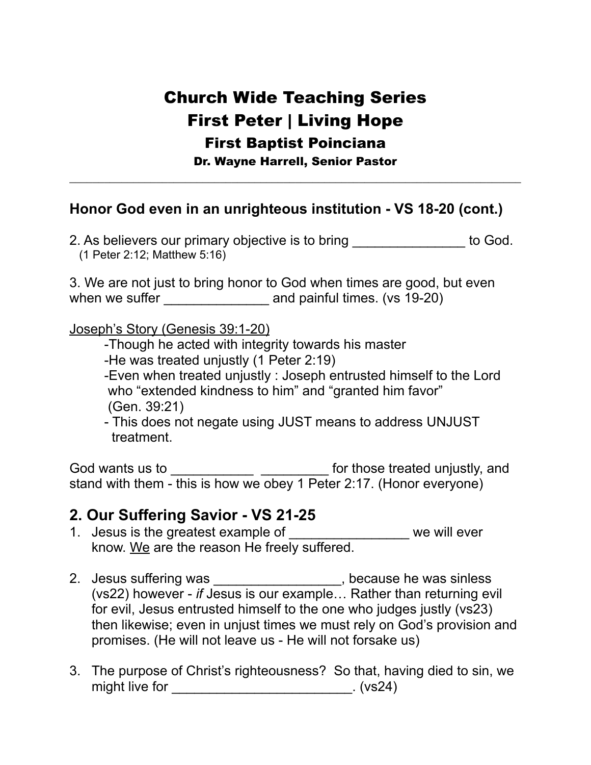# Church Wide Teaching Series
# First Peter | Living Hope
## First Baptist Poinciana
### Dr. Wayne Harrell, Senior Pastor

---

### Honor God even in an unrighteous institution - VS 18-20 (cont.)

2. As believers our primary objective is to bring _______________ to God.
(1 Peter 2:12; Matthew 5:16)

3. We are not just to bring honor to God when times are good, but even when we suffer ______________ and painful times. (vs 19-20)

<u>Joseph's Story (Genesis 39:1-20)</u>

-Though he acted with integrity towards his master
-He was treated unjustly (1 Peter 2:19)
-Even when treated unjustly : Joseph entrusted himself to the Lord who "extended kindness to him" and "granted him favor" (Gen. 39:21)
- This does not negate using JUST means to address UNJUST treatment.

God wants us to ___________ _________ for those treated unjustly, and stand with them - this is how we obey 1 Peter 2:17. (Honor everyone)

## 2. Our Suffering Savior - VS 21-25

1. Jesus is the greatest example of ________________ we will ever know. <u>We</u> are the reason He freely suffered.

2. Jesus suffering was _________________, because he was sinless (vs22) however - *if* Jesus is our example… Rather than returning evil for evil, Jesus entrusted himself to the one who judges justly (vs23) then likewise; even in unjust times we must rely on God's provision and promises. (He will not leave us - He will not forsake us)

3. The purpose of Christ's righteousness? So that, having died to sin, we might live for _________________________. (vs24)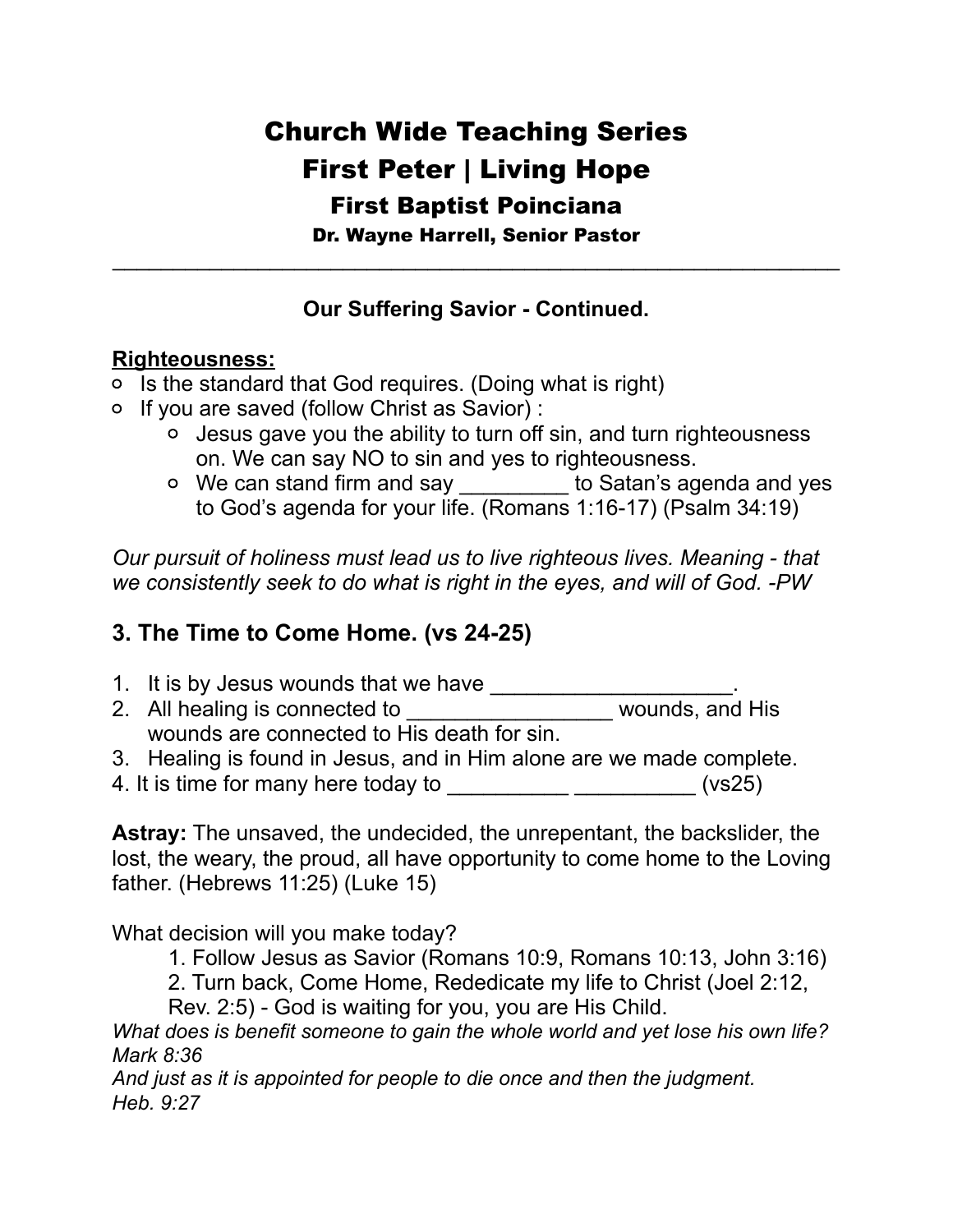# Church Wide Teaching Series

# First Peter | Living Hope

## First Baptist Poinciana

### Dr. Wayne Harrell, Senior Pastor

---

**Our Suffering Savior - Continued.**

**<u>Righteousness:</u>**

- Is the standard that God requires. (Doing what is right)
- If you are saved (follow Christ as Savior) :
  - Jesus gave you the ability to turn off sin, and turn righteousness on. We can say NO to sin and yes to righteousness.
  - We can stand firm and say _________ to Satan's agenda and yes to God's agenda for your life. (Romans 1:16-17) (Psalm 34:19)

*Our pursuit of holiness must lead us to live righteous lives. Meaning - that we consistently seek to do what is right in the eyes, and will of God. -PW*

## 3. The Time to Come Home. (vs 24-25)

1. It is by Jesus wounds that we have ____________________.
2. All healing is connected to _________________ wounds, and His wounds are connected to His death for sin.
3. Healing is found in Jesus, and in Him alone are we made complete.
4. It is time for many here today to __________ __________ (vs25)

**Astray:** The unsaved, the undecided, the unrepentant, the backslider, the lost, the weary, the proud, all have opportunity to come home to the Loving father. (Hebrews 11:25) (Luke 15)

What decision will you make today?

1. Follow Jesus as Savior (Romans 10:9, Romans 10:13, John 3:16)
2. Turn back, Come Home, Rededicate my life to Christ (Joel 2:12, Rev. 2:5) - God is waiting for you, you are His Child.

*What does is benefit someone to gain the whole world and yet lose his own life? Mark 8:36*

*And just as it is appointed for people to die once and then the judgment. Heb. 9:27*